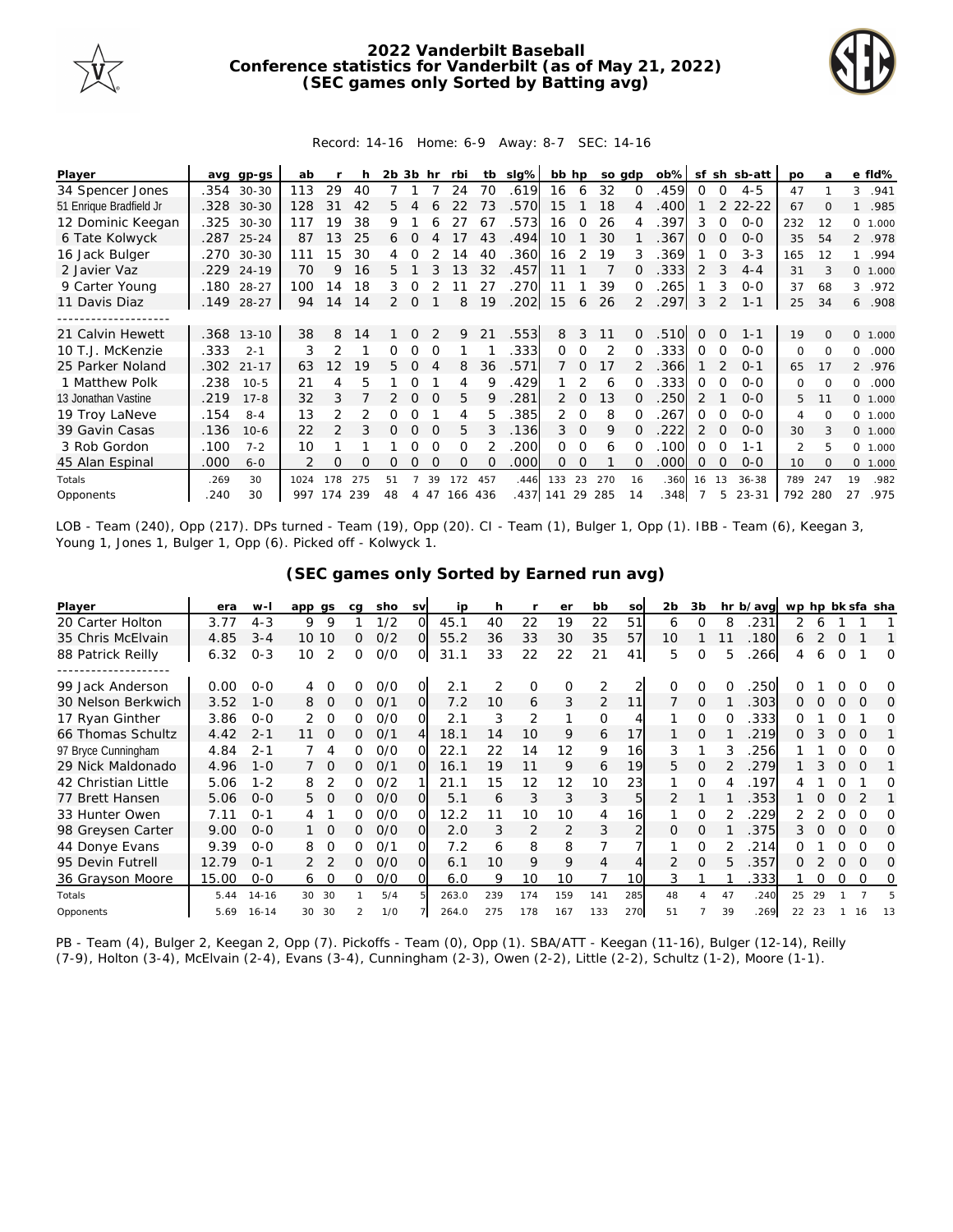# 2022 Vanderbilt Baseball
## Conference statistics for Vanderbilt (as of May 21, 2022)
## (SEC games only Sorted by Batting avg)

Record: 14-16 Home: 6-9 Away: 8-7 SEC: 14-16

| Player | avg | gp-gs | ab | r | h | 2b | 3b | hr | rbi | tb | slg% | bb | hp | so | gdp | ob% | sf | sh | sb-att | po | a | e | fld% |
|---|---|---|---|---|---|---|---|---|---|---|---|---|---|---|---|---|---|---|---|---|---|---|---|
| 34 Spencer Jones | .354 | 30-30 | 113 | 29 | 40 | 7 | 1 | 7 | 24 | 70 | .619 | 16 | 6 | 32 | 0 | .459 | 0 | 0 | 4-5 | 47 | 1 | 3 | .941 |
| 51 Enrique Bradfield Jr | .328 | 30-30 | 128 | 31 | 42 | 5 | 4 | 6 | 22 | 73 | .570 | 15 | 1 | 18 | 4 | .400 | 1 | 2 | 22-22 | 67 | 0 | 1 | .985 |
| 12 Dominic Keegan | .325 | 30-30 | 117 | 19 | 38 | 9 | 1 | 6 | 27 | 67 | .573 | 16 | 0 | 26 | 4 | .397 | 3 | 0 | 0-0 | 232 | 12 | 0 | 1.000 |
| 6 Tate Kolwyck | .287 | 25-24 | 87 | 13 | 25 | 6 | 0 | 4 | 17 | 43 | .494 | 10 | 1 | 30 | 1 | .367 | 0 | 0 | 0-0 | 35 | 54 | 2 | .978 |
| 16 Jack Bulger | .270 | 30-30 | 111 | 15 | 30 | 4 | 0 | 2 | 14 | 40 | .360 | 16 | 2 | 19 | 3 | .369 | 1 | 0 | 3-3 | 165 | 12 | 1 | .994 |
| 2 Javier Vaz | .229 | 24-19 | 70 | 9 | 16 | 5 | 1 | 3 | 13 | 32 | .457 | 11 | 1 | 7 | 0 | .333 | 2 | 3 | 4-4 | 31 | 3 | 0 | 1.000 |
| 9 Carter Young | .180 | 28-27 | 100 | 14 | 18 | 3 | 0 | 2 | 11 | 27 | .270 | 11 | 1 | 39 | 0 | .265 | 1 | 3 | 0-0 | 37 | 68 | 3 | .972 |
| 11 Davis Diaz | .149 | 28-27 | 94 | 14 | 14 | 2 | 0 | 1 | 8 | 19 | .202 | 15 | 6 | 26 | 2 | .297 | 3 | 2 | 1-1 | 25 | 34 | 6 | .908 |
| -------------------- | | | | | | | | | | | | | | | | | | | | | | | |
| 21 Calvin Hewett | .368 | 13-10 | 38 | 8 | 14 | 1 | 0 | 2 | 9 | 21 | .553 | 8 | 3 | 11 | 0 | .510 | 0 | 0 | 1-1 | 19 | 0 | 0 | 1.000 |
| 10 T.J. McKenzie | .333 | 2-1 | 3 | 2 | 1 | 0 | 0 | 0 | 1 | 1 | .333 | 0 | 0 | 2 | 0 | .333 | 0 | 0 | 0-0 | 0 | 0 | 0 | .000 |
| 25 Parker Noland | .302 | 21-17 | 63 | 12 | 19 | 5 | 0 | 4 | 8 | 36 | .571 | 7 | 0 | 17 | 2 | .366 | 1 | 2 | 0-1 | 65 | 17 | 2 | .976 |
| 1 Matthew Polk | .238 | 10-5 | 21 | 4 | 5 | 1 | 0 | 1 | 4 | 9 | .429 | 1 | 2 | 6 | 0 | .333 | 0 | 0 | 0-0 | 0 | 0 | 0 | .000 |
| 13 Jonathan Vastine | .219 | 17-8 | 32 | 3 | 7 | 2 | 0 | 0 | 5 | 9 | .281 | 2 | 0 | 13 | 0 | .250 | 2 | 1 | 0-0 | 5 | 11 | 0 | 1.000 |
| 19 Troy LaNeve | .154 | 8-4 | 13 | 2 | 2 | 0 | 0 | 1 | 4 | 5 | .385 | 2 | 0 | 8 | 0 | .267 | 0 | 0 | 0-0 | 4 | 0 | 0 | 1.000 |
| 39 Gavin Casas | .136 | 10-6 | 22 | 2 | 3 | 0 | 0 | 0 | 5 | 3 | .136 | 3 | 0 | 9 | 0 | .222 | 2 | 0 | 0-0 | 30 | 3 | 0 | 1.000 |
| 3 Rob Gordon | .100 | 7-2 | 10 | 1 | 1 | 1 | 0 | 0 | 0 | 2 | .200 | 0 | 0 | 6 | 0 | .100 | 0 | 0 | 1-1 | 2 | 5 | 0 | 1.000 |
| 45 Alan Espinal | .000 | 6-0 | 2 | 0 | 0 | 0 | 0 | 0 | 0 | 0 | .000 | 0 | 0 | 1 | 0 | .000 | 0 | 0 | 0-0 | 10 | 0 | 0 | 1.000 |
| Totals | .269 | 30 | 1024 | 178 | 275 | 51 | 7 | 39 | 172 | 457 | .446 | 133 | 23 | 270 | 16 | .360 | 16 | 13 | 36-38 | 789 | 247 | 19 | .982 |
| Opponents | .240 | 30 | 997 | 174 | 239 | 48 | 4 | 47 | 166 | 436 | .437 | 141 | 29 | 285 | 14 | .348 | 7 | 5 | 23-31 | 792 | 280 | 27 | .975 |

LOB - Team (240), Opp (217). DPs turned - Team (19), Opp (20). CI - Team (1), Bulger 1, Opp (1). IBB - Team (6), Keegan 3, Young 1, Jones 1, Bulger 1, Opp (6). Picked off - Kolwyck 1.

## (SEC games only Sorted by Earned run avg)

| Player | era | w-l | app | gs | cg | sho | sv | ip | h | r | er | bb | so | 2b | 3b | hr | b/avg | wp | hp | bk | sfa | sha |
|---|---|---|---|---|---|---|---|---|---|---|---|---|---|---|---|---|---|---|---|---|---|---|
| 20 Carter Holton | 3.77 | 4-3 | 9 | 9 | 1 | 1/2 | 0 | 45.1 | 40 | 22 | 19 | 22 | 51 | 6 | 0 | 8 | .231 | 2 | 6 | 1 | 1 | 1 |
| 35 Chris McElvain | 4.85 | 3-4 | 10 | 10 | 0 | 0/2 | 0 | 55.2 | 36 | 33 | 30 | 35 | 57 | 10 | 1 | 11 | .180 | 6 | 2 | 0 | 1 | 1 |
| 88 Patrick Reilly | 6.32 | 0-3 | 10 | 2 | 0 | 0/0 | 0 | 31.1 | 33 | 22 | 22 | 21 | 41 | 5 | 0 | 5 | .266 | 4 | 6 | 0 | 1 | 0 |
| -------------------- | | | | | | | | | | | | | | | | | | | | | | |
| 99 Jack Anderson | 0.00 | 0-0 | 4 | 0 | 0 | 0/0 | 0 | 2.1 | 2 | 0 | 0 | 2 | 2 | 0 | 0 | 0 | .250 | 0 | 1 | 0 | 0 | 0 |
| 30 Nelson Berkwich | 3.52 | 1-0 | 8 | 0 | 0 | 0/1 | 0 | 7.2 | 10 | 6 | 3 | 2 | 11 | 7 | 0 | 1 | .303 | 0 | 0 | 0 | 0 | 0 |
| 17 Ryan Ginther | 3.86 | 0-0 | 2 | 0 | 0 | 0/0 | 0 | 2.1 | 3 | 2 | 1 | 0 | 4 | 1 | 0 | 0 | .333 | 0 | 1 | 0 | 1 | 0 |
| 66 Thomas Schultz | 4.42 | 2-1 | 11 | 0 | 0 | 0/1 | 4 | 18.1 | 14 | 10 | 9 | 6 | 17 | 1 | 0 | 1 | .219 | 0 | 3 | 0 | 0 | 1 |
| 97 Bryce Cunningham | 4.84 | 2-1 | 7 | 4 | 0 | 0/0 | 0 | 22.1 | 22 | 14 | 12 | 9 | 16 | 3 | 1 | 3 | .256 | 1 | 1 | 0 | 0 | 0 |
| 29 Nick Maldonado | 4.96 | 1-0 | 7 | 0 | 0 | 0/1 | 0 | 16.1 | 19 | 11 | 9 | 6 | 19 | 5 | 0 | 2 | .279 | 1 | 3 | 0 | 0 | 1 |
| 42 Christian Little | 5.06 | 1-2 | 8 | 2 | 0 | 0/2 | 1 | 21.1 | 15 | 12 | 12 | 10 | 23 | 1 | 0 | 4 | .197 | 4 | 1 | 0 | 1 | 0 |
| 77 Brett Hansen | 5.06 | 0-0 | 5 | 0 | 0 | 0/0 | 0 | 5.1 | 6 | 3 | 3 | 3 | 5 | 2 | 1 | 1 | .353 | 1 | 0 | 0 | 2 | 1 |
| 33 Hunter Owen | 7.11 | 0-1 | 4 | 1 | 0 | 0/0 | 0 | 12.2 | 11 | 10 | 10 | 4 | 16 | 1 | 0 | 2 | .229 | 2 | 2 | 0 | 0 | 0 |
| 98 Greysen Carter | 9.00 | 0-0 | 1 | 0 | 0 | 0/0 | 0 | 2.0 | 3 | 2 | 2 | 3 | 2 | 0 | 0 | 1 | .375 | 3 | 0 | 0 | 0 | 0 |
| 44 Donye Evans | 9.39 | 0-0 | 8 | 0 | 0 | 0/1 | 0 | 7.2 | 6 | 8 | 8 | 7 | 7 | 1 | 0 | 2 | .214 | 0 | 1 | 0 | 0 | 0 |
| 95 Devin Futrell | 12.79 | 0-1 | 2 | 2 | 0 | 0/0 | 0 | 6.1 | 10 | 9 | 9 | 4 | 4 | 2 | 0 | 5 | .357 | 0 | 2 | 0 | 0 | 0 |
| 36 Grayson Moore | 15.00 | 0-0 | 6 | 0 | 0 | 0/0 | 0 | 6.0 | 9 | 10 | 10 | 7 | 10 | 3 | 1 | 1 | .333 | 1 | 0 | 0 | 0 | 0 |
| Totals | 5.44 | 14-16 | 30 | 30 | 1 | 5/4 | 5 | 263.0 | 239 | 174 | 159 | 141 | 285 | 48 | 4 | 47 | .240 | 25 | 29 | 1 | 7 | 5 |
| Opponents | 5.69 | 16-14 | 30 | 30 | 2 | 1/0 | 7 | 264.0 | 275 | 178 | 167 | 133 | 270 | 51 | 7 | 39 | .269 | 22 | 23 | 1 | 16 | 13 |

PB - Team (4), Bulger 2, Keegan 2, Opp (7). Pickoffs - Team (0), Opp (1). SBA/ATT - Keegan (11-16), Bulger (12-14), Reilly (7-9), Holton (3-4), McElvain (2-4), Evans (3-4), Cunningham (2-3), Owen (2-2), Little (2-2), Schultz (1-2), Moore (1-1).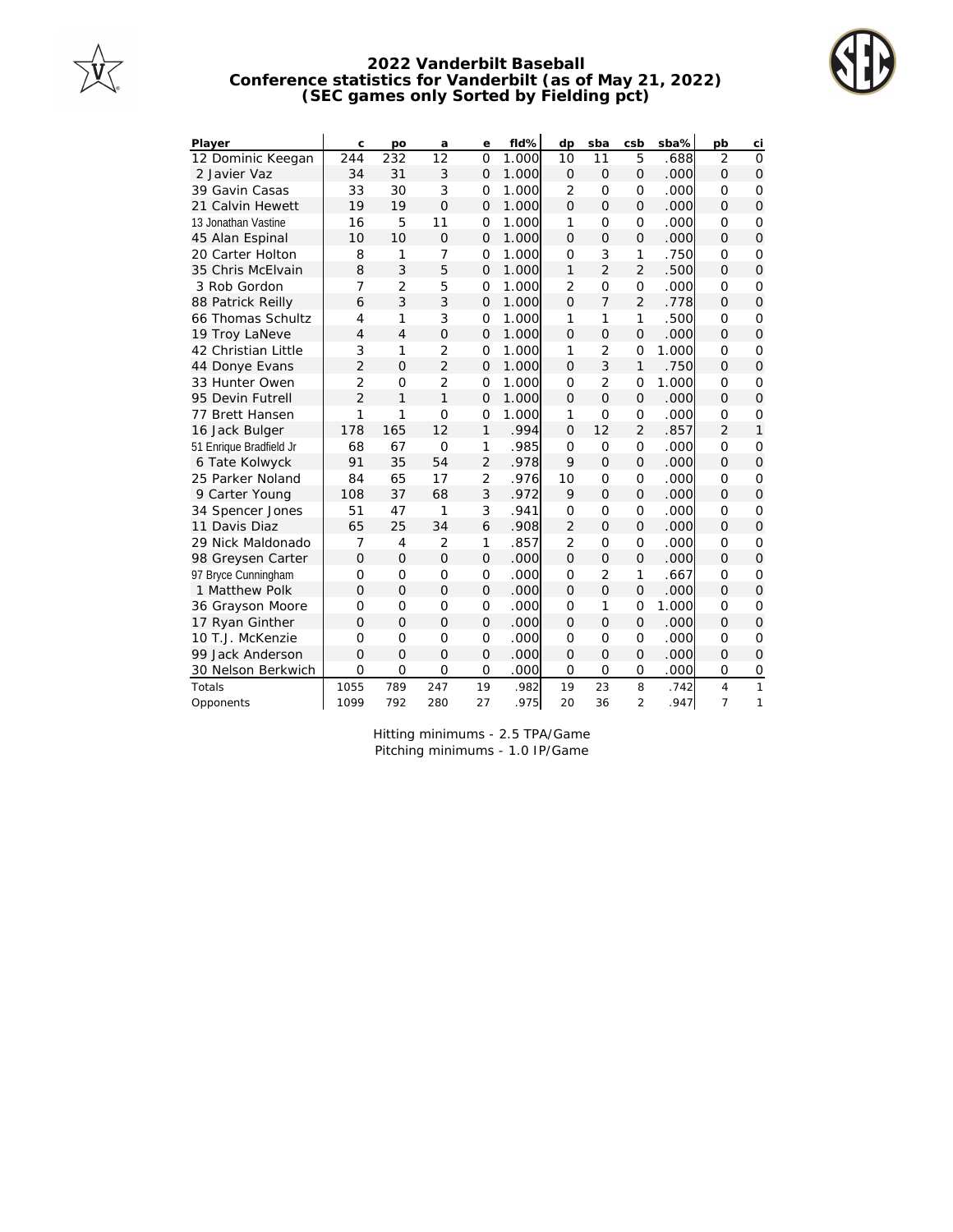# 2022 Vanderbilt Baseball
## Conference statistics for Vanderbilt (as of May 21, 2022)
### (SEC games only Sorted by Fielding pct)

| Player | c | po | a | e | fld% | dp | sba | csb | sba% | pb | ci |
|---|---|---|---|---|---|---|---|---|---|---|---|
| 12 Dominic Keegan | 244 | 232 | 12 | 0 | 1.000 | 10 | 11 | 5 | .688 | 2 | 0 |
| 2 Javier Vaz | 34 | 31 | 3 | 0 | 1.000 | 0 | 0 | 0 | .000 | 0 | 0 |
| 39 Gavin Casas | 33 | 30 | 3 | 0 | 1.000 | 2 | 0 | 0 | .000 | 0 | 0 |
| 21 Calvin Hewett | 19 | 19 | 0 | 0 | 1.000 | 0 | 0 | 0 | .000 | 0 | 0 |
| 13 Jonathan Vastine | 16 | 5 | 11 | 0 | 1.000 | 1 | 0 | 0 | .000 | 0 | 0 |
| 45 Alan Espinal | 10 | 10 | 0 | 0 | 1.000 | 0 | 0 | 0 | .000 | 0 | 0 |
| 20 Carter Holton | 8 | 1 | 7 | 0 | 1.000 | 0 | 3 | 1 | .750 | 0 | 0 |
| 35 Chris McElvain | 8 | 3 | 5 | 0 | 1.000 | 1 | 2 | 2 | .500 | 0 | 0 |
| 3 Rob Gordon | 7 | 2 | 5 | 0 | 1.000 | 2 | 0 | 0 | .000 | 0 | 0 |
| 88 Patrick Reilly | 6 | 3 | 3 | 0 | 1.000 | 0 | 7 | 2 | .778 | 0 | 0 |
| 66 Thomas Schultz | 4 | 1 | 3 | 0 | 1.000 | 1 | 1 | 1 | .500 | 0 | 0 |
| 19 Troy LaNeve | 4 | 4 | 0 | 0 | 1.000 | 0 | 0 | 0 | .000 | 0 | 0 |
| 42 Christian Little | 3 | 1 | 2 | 0 | 1.000 | 1 | 2 | 0 | 1.000 | 0 | 0 |
| 44 Donye Evans | 2 | 0 | 2 | 0 | 1.000 | 0 | 3 | 1 | .750 | 0 | 0 |
| 33 Hunter Owen | 2 | 0 | 2 | 0 | 1.000 | 0 | 2 | 0 | 1.000 | 0 | 0 |
| 95 Devin Futrell | 2 | 1 | 1 | 0 | 1.000 | 0 | 0 | 0 | .000 | 0 | 0 |
| 77 Brett Hansen | 1 | 1 | 0 | 0 | 1.000 | 1 | 0 | 0 | .000 | 0 | 0 |
| 16 Jack Bulger | 178 | 165 | 12 | 1 | .994 | 0 | 12 | 2 | .857 | 2 | 1 |
| 51 Enrique Bradfield Jr | 68 | 67 | 0 | 1 | .985 | 0 | 0 | 0 | .000 | 0 | 0 |
| 6 Tate Kolwyck | 91 | 35 | 54 | 2 | .978 | 9 | 0 | 0 | .000 | 0 | 0 |
| 25 Parker Noland | 84 | 65 | 17 | 2 | .976 | 10 | 0 | 0 | .000 | 0 | 0 |
| 9 Carter Young | 108 | 37 | 68 | 3 | .972 | 9 | 0 | 0 | .000 | 0 | 0 |
| 34 Spencer Jones | 51 | 47 | 1 | 3 | .941 | 0 | 0 | 0 | .000 | 0 | 0 |
| 11 Davis Diaz | 65 | 25 | 34 | 6 | .908 | 2 | 0 | 0 | .000 | 0 | 0 |
| 29 Nick Maldonado | 7 | 4 | 2 | 1 | .857 | 2 | 0 | 0 | .000 | 0 | 0 |
| 98 Greysen Carter | 0 | 0 | 0 | 0 | .000 | 0 | 0 | 0 | .000 | 0 | 0 |
| 97 Bryce Cunningham | 0 | 0 | 0 | 0 | .000 | 0 | 2 | 1 | .667 | 0 | 0 |
| 1 Matthew Polk | 0 | 0 | 0 | 0 | .000 | 0 | 0 | 0 | .000 | 0 | 0 |
| 36 Grayson Moore | 0 | 0 | 0 | 0 | .000 | 0 | 1 | 0 | 1.000 | 0 | 0 |
| 17 Ryan Ginther | 0 | 0 | 0 | 0 | .000 | 0 | 0 | 0 | .000 | 0 | 0 |
| 10 T.J. McKenzie | 0 | 0 | 0 | 0 | .000 | 0 | 0 | 0 | .000 | 0 | 0 |
| 99 Jack Anderson | 0 | 0 | 0 | 0 | .000 | 0 | 0 | 0 | .000 | 0 | 0 |
| 30 Nelson Berkwich | 0 | 0 | 0 | 0 | .000 | 0 | 0 | 0 | .000 | 0 | 0 |
| Totals | 1055 | 789 | 247 | 19 | .982 | 19 | 23 | 8 | .742 | 4 | 1 |
| Opponents | 1099 | 792 | 280 | 27 | .975 | 20 | 36 | 2 | .947 | 7 | 1 |

Hitting minimums - 2.5 TPA/Game
Pitching minimums - 1.0 IP/Game